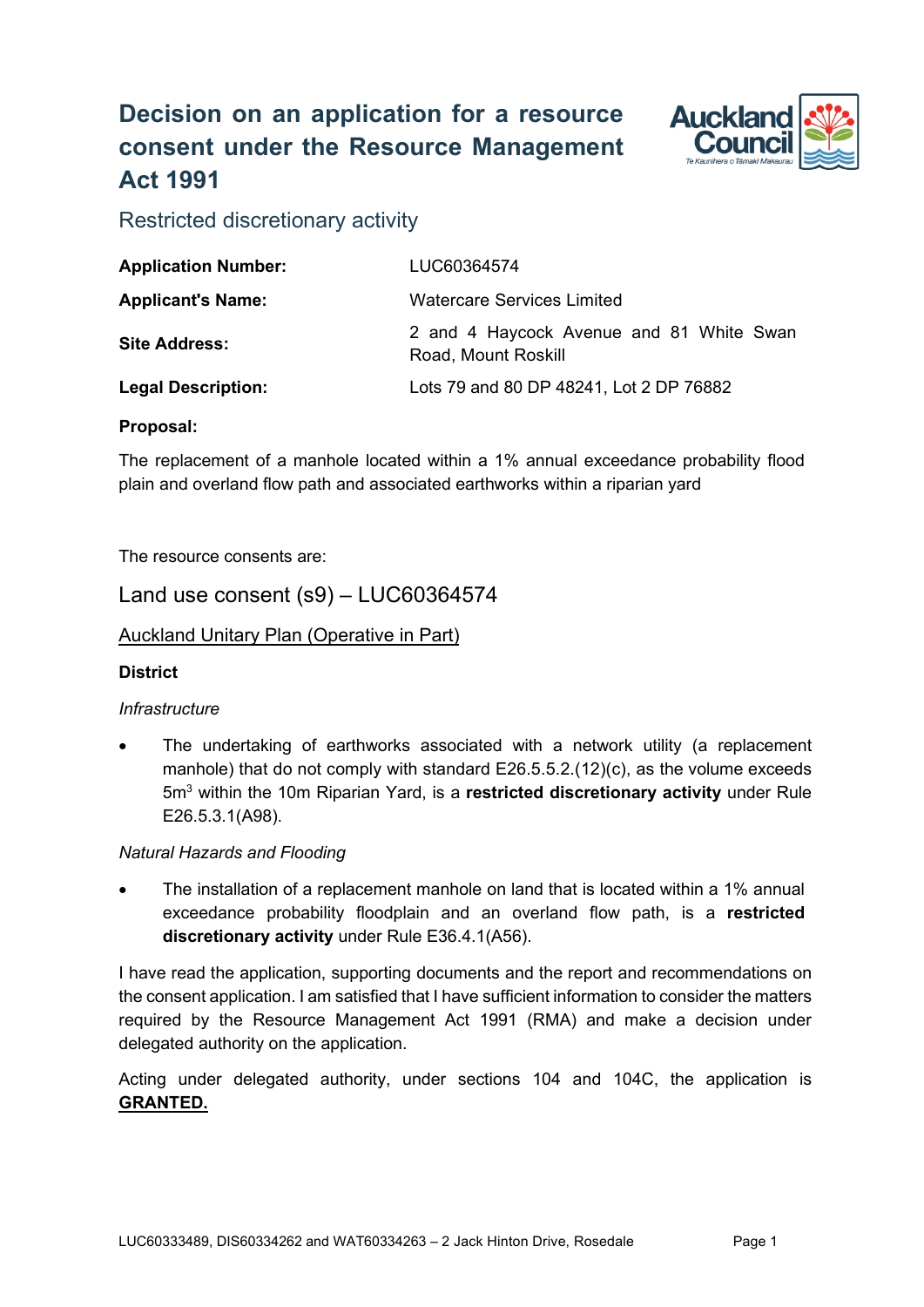# Decision on an application for a resource consent under the Resource Management Act 1991

## Restricted discretionary activity

| | |
|---|---|
| **Application Number:** | LUC60364574 |
| **Applicant's Name:** | Watercare Services Limited |
| **Site Address:** | 2 and 4 Haycock Avenue and 81 White Swan Road, Mount Roskill |
| **Legal Description:** | Lots 79 and 80 DP 48241, Lot 2 DP 76882 |

**Proposal:**

The replacement of a manhole located within a 1% annual exceedance probability flood plain and overland flow path and associated earthworks within a riparian yard

The resource consents are:

## Land use consent (s9) – LUC60364574

Auckland Unitary Plan (Operative in Part)

**District**

*Infrastructure*

- The undertaking of earthworks associated with a network utility (a replacement manhole) that do not comply with standard E26.5.5.2.(12)(c), as the volume exceeds $5m^3$ within the 10m Riparian Yard, is a **restricted discretionary activity** under Rule E26.5.3.1(A98).

*Natural Hazards and Flooding*

- The installation of a replacement manhole on land that is located within a 1% annual exceedance probability floodplain and an overland flow path, is a **restricted discretionary activity** under Rule E36.4.1(A56).

I have read the application, supporting documents and the report and recommendations on the consent application. I am satisfied that I have sufficient information to consider the matters required by the Resource Management Act 1991 (RMA) and make a decision under delegated authority on the application.

Acting under delegated authority, under sections 104 and 104C, the application is **GRANTED.**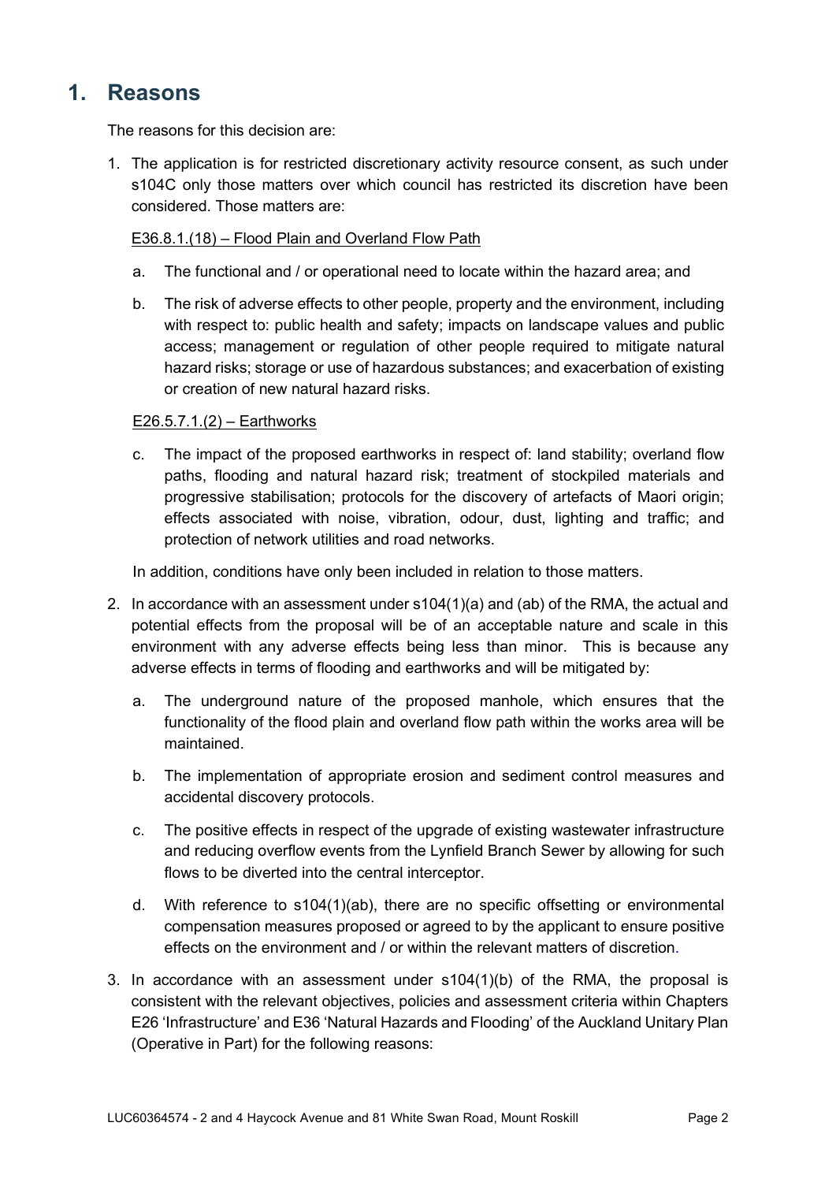# 1. Reasons

The reasons for this decision are:

1. The application is for restricted discretionary activity resource consent, as such under s104C only those matters over which council has restricted its discretion have been considered. Those matters are:

   E36.8.1.(18) – Flood Plain and Overland Flow Path

   a. The functional and / or operational need to locate within the hazard area; and

   b. The risk of adverse effects to other people, property and the environment, including with respect to: public health and safety; impacts on landscape values and public access; management or regulation of other people required to mitigate natural hazard risks; storage or use of hazardous substances; and exacerbation of existing or creation of new natural hazard risks.

   E26.5.7.1.(2) – Earthworks

   c. The impact of the proposed earthworks in respect of: land stability; overland flow paths, flooding and natural hazard risk; treatment of stockpiled materials and progressive stabilisation; protocols for the discovery of artefacts of Maori origin; effects associated with noise, vibration, odour, dust, lighting and traffic; and protection of network utilities and road networks.

   In addition, conditions have only been included in relation to those matters.

2. In accordance with an assessment under s104(1)(a) and (ab) of the RMA, the actual and potential effects from the proposal will be of an acceptable nature and scale in this environment with any adverse effects being less than minor. This is because any adverse effects in terms of flooding and earthworks and will be mitigated by:

   a. The underground nature of the proposed manhole, which ensures that the functionality of the flood plain and overland flow path within the works area will be maintained.

   b. The implementation of appropriate erosion and sediment control measures and accidental discovery protocols.

   c. The positive effects in respect of the upgrade of existing wastewater infrastructure and reducing overflow events from the Lynfield Branch Sewer by allowing for such flows to be diverted into the central interceptor.

   d. With reference to s104(1)(ab), there are no specific offsetting or environmental compensation measures proposed or agreed to by the applicant to ensure positive effects on the environment and / or within the relevant matters of discretion.

3. In accordance with an assessment under s104(1)(b) of the RMA, the proposal is consistent with the relevant objectives, policies and assessment criteria within Chapters E26 'Infrastructure' and E36 'Natural Hazards and Flooding' of the Auckland Unitary Plan (Operative in Part) for the following reasons: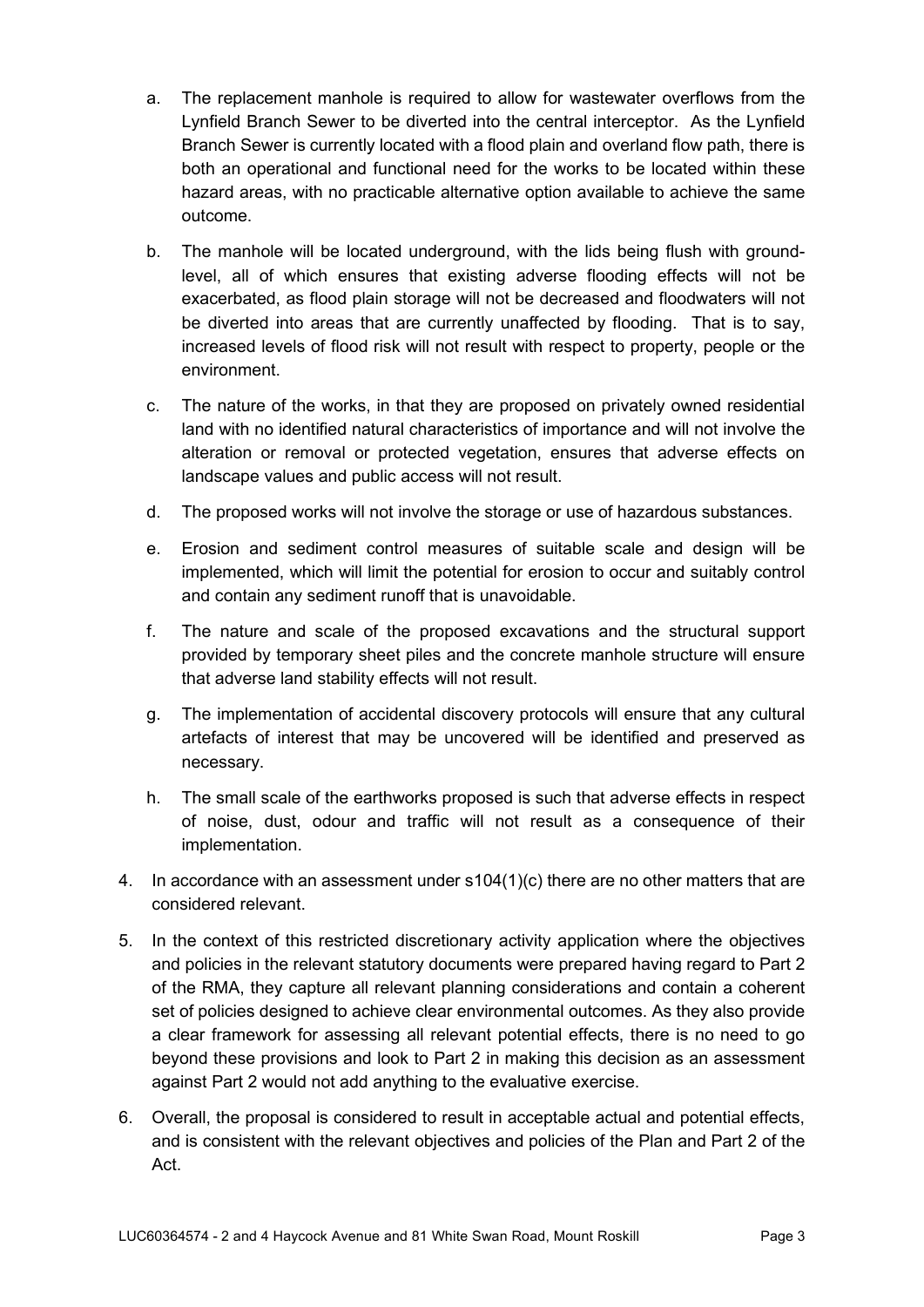a. The replacement manhole is required to allow for wastewater overflows from the Lynfield Branch Sewer to be diverted into the central interceptor. As the Lynfield Branch Sewer is currently located with a flood plain and overland flow path, there is both an operational and functional need for the works to be located within these hazard areas, with no practicable alternative option available to achieve the same outcome.

b. The manhole will be located underground, with the lids being flush with ground-level, all of which ensures that existing adverse flooding effects will not be exacerbated, as flood plain storage will not be decreased and floodwaters will not be diverted into areas that are currently unaffected by flooding. That is to say, increased levels of flood risk will not result with respect to property, people or the environment.

c. The nature of the works, in that they are proposed on privately owned residential land with no identified natural characteristics of importance and will not involve the alteration or removal or protected vegetation, ensures that adverse effects on landscape values and public access will not result.

d. The proposed works will not involve the storage or use of hazardous substances.

e. Erosion and sediment control measures of suitable scale and design will be implemented, which will limit the potential for erosion to occur and suitably control and contain any sediment runoff that is unavoidable.

f. The nature and scale of the proposed excavations and the structural support provided by temporary sheet piles and the concrete manhole structure will ensure that adverse land stability effects will not result.

g. The implementation of accidental discovery protocols will ensure that any cultural artefacts of interest that may be uncovered will be identified and preserved as necessary.

h. The small scale of the earthworks proposed is such that adverse effects in respect of noise, dust, odour and traffic will not result as a consequence of their implementation.

4. In accordance with an assessment under s104(1)(c) there are no other matters that are considered relevant.

5. In the context of this restricted discretionary activity application where the objectives and policies in the relevant statutory documents were prepared having regard to Part 2 of the RMA, they capture all relevant planning considerations and contain a coherent set of policies designed to achieve clear environmental outcomes. As they also provide a clear framework for assessing all relevant potential effects, there is no need to go beyond these provisions and look to Part 2 in making this decision as an assessment against Part 2 would not add anything to the evaluative exercise.

6. Overall, the proposal is considered to result in acceptable actual and potential effects, and is consistent with the relevant objectives and policies of the Plan and Part 2 of the Act.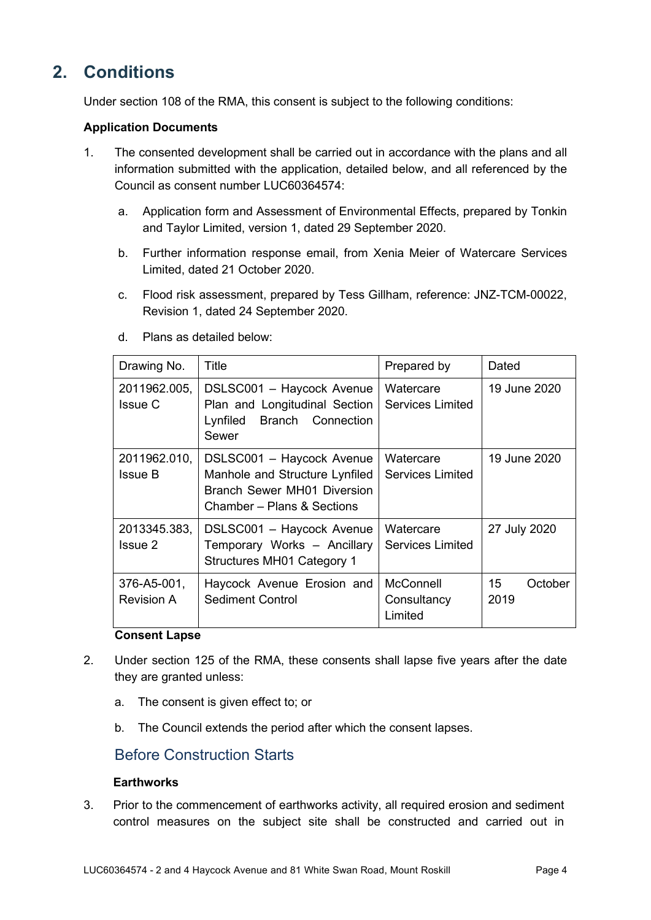## 2. Conditions

Under section 108 of the RMA, this consent is subject to the following conditions:

**Application Documents**

1. The consented development shall be carried out in accordance with the plans and all information submitted with the application, detailed below, and all referenced by the Council as consent number LUC60364574:

   a. Application form and Assessment of Environmental Effects, prepared by Tonkin and Taylor Limited, version 1, dated 29 September 2020.

   b. Further information response email, from Xenia Meier of Watercare Services Limited, dated 21 October 2020.

   c. Flood risk assessment, prepared by Tess Gillham, reference: JNZ-TCM-00022, Revision 1, dated 24 September 2020.

   d. Plans as detailed below:

| Drawing No. | Title | Prepared by | Dated |
|---|---|---|---|
| 2011962.005, Issue C | DSLSC001 – Haycock Avenue Plan and Longitudinal Section Lynfiled Branch Connection Sewer | Watercare Services Limited | 19 June 2020 |
| 2011962.010, Issue B | DSLSC001 – Haycock Avenue Manhole and Structure Lynfiled Branch Sewer MH01 Diversion Chamber – Plans & Sections | Watercare Services Limited | 19 June 2020 |
| 2013345.383, Issue 2 | DSLSC001 – Haycock Avenue Temporary Works – Ancillary Structures MH01 Category 1 | Watercare Services Limited | 27 July 2020 |
| 376-A5-001, Revision A | Haycock Avenue Erosion and Sediment Control | McConnell Consultancy Limited | 15 October 2019 |

**Consent Lapse**

2. Under section 125 of the RMA, these consents shall lapse five years after the date they are granted unless:

   a. The consent is given effect to; or

   b. The Council extends the period after which the consent lapses.

### Before Construction Starts

**Earthworks**

3. Prior to the commencement of earthworks activity, all required erosion and sediment control measures on the subject site shall be constructed and carried out in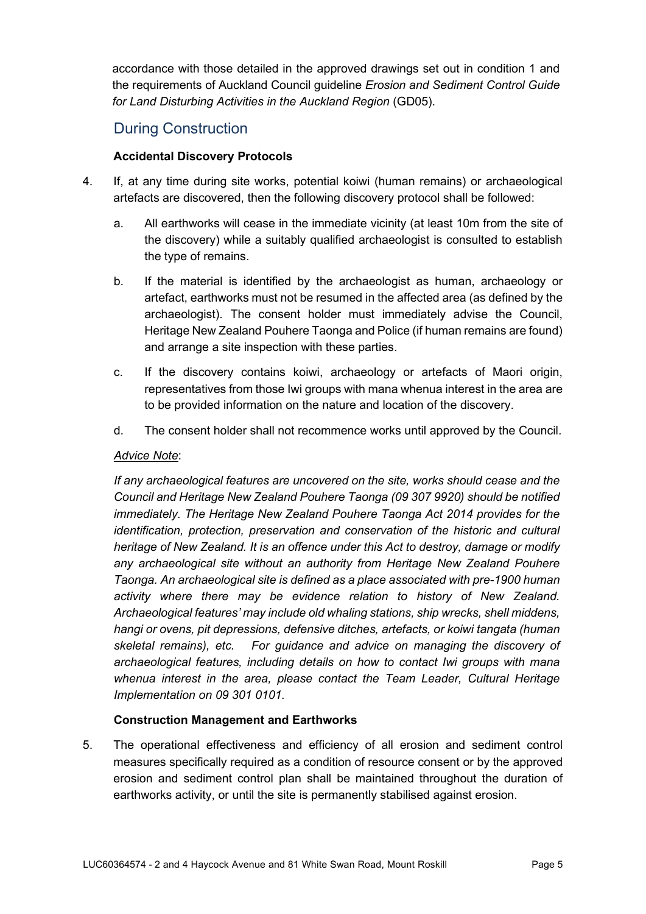accordance with those detailed in the approved drawings set out in condition 1 and the requirements of Auckland Council guideline *Erosion and Sediment Control Guide for Land Disturbing Activities in the Auckland Region* (GD05).

## During Construction

**Accidental Discovery Protocols**

4. If, at any time during site works, potential koiwi (human remains) or archaeological artefacts are discovered, then the following discovery protocol shall be followed:

   a. All earthworks will cease in the immediate vicinity (at least 10m from the site of the discovery) while a suitably qualified archaeologist is consulted to establish the type of remains.

   b. If the material is identified by the archaeologist as human, archaeology or artefact, earthworks must not be resumed in the affected area (as defined by the archaeologist). The consent holder must immediately advise the Council, Heritage New Zealand Pouhere Taonga and Police (if human remains are found) and arrange a site inspection with these parties.

   c. If the discovery contains koiwi, archaeology or artefacts of Maori origin, representatives from those Iwi groups with mana whenua interest in the area are to be provided information on the nature and location of the discovery.

   d. The consent holder shall not recommence works until approved by the Council.

   *Advice Note*:

   *If any archaeological features are uncovered on the site, works should cease and the Council and Heritage New Zealand Pouhere Taonga (09 307 9920) should be notified immediately. The Heritage New Zealand Pouhere Taonga Act 2014 provides for the identification, protection, preservation and conservation of the historic and cultural heritage of New Zealand. It is an offence under this Act to destroy, damage or modify any archaeological site without an authority from Heritage New Zealand Pouhere Taonga. An archaeological site is defined as a place associated with pre-1900 human activity where there may be evidence relation to history of New Zealand. Archaeological features' may include old whaling stations, ship wrecks, shell middens, hangi or ovens, pit depressions, defensive ditches, artefacts, or koiwi tangata (human skeletal remains), etc. For guidance and advice on managing the discovery of archaeological features, including details on how to contact Iwi groups with mana whenua interest in the area, please contact the Team Leader, Cultural Heritage Implementation on 09 301 0101.*

**Construction Management and Earthworks**

5. The operational effectiveness and efficiency of all erosion and sediment control measures specifically required as a condition of resource consent or by the approved erosion and sediment control plan shall be maintained throughout the duration of earthworks activity, or until the site is permanently stabilised against erosion.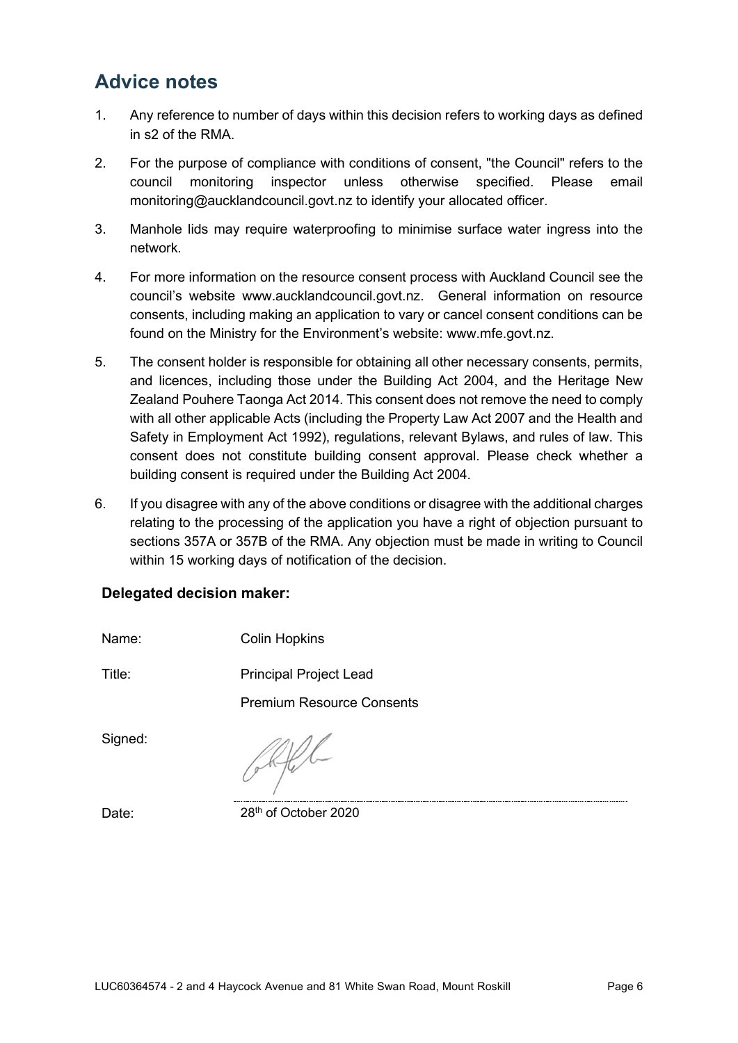## Advice notes

1. Any reference to number of days within this decision refers to working days as defined in s2 of the RMA.
2. For the purpose of compliance with conditions of consent, "the Council" refers to the council monitoring inspector unless otherwise specified. Please email monitoring@aucklandcouncil.govt.nz to identify your allocated officer.
3. Manhole lids may require waterproofing to minimise surface water ingress into the network.
4. For more information on the resource consent process with Auckland Council see the council's website www.aucklandcouncil.govt.nz. General information on resource consents, including making an application to vary or cancel consent conditions can be found on the Ministry for the Environment's website: www.mfe.govt.nz.
5. The consent holder is responsible for obtaining all other necessary consents, permits, and licences, including those under the Building Act 2004, and the Heritage New Zealand Pouhere Taonga Act 2014. This consent does not remove the need to comply with all other applicable Acts (including the Property Law Act 2007 and the Health and Safety in Employment Act 1992), regulations, relevant Bylaws, and rules of law. This consent does not constitute building consent approval. Please check whether a building consent is required under the Building Act 2004.
6. If you disagree with any of the above conditions or disagree with the additional charges relating to the processing of the application you have a right of objection pursuant to sections 357A or 357B of the RMA. Any objection must be made in writing to Council within 15 working days of notification of the decision.

### Delegated decision maker:

Name: Colin Hopkins

Title: Principal Project Lead

Premium Resource Consents

Signed:

Date: 28th of October 2020